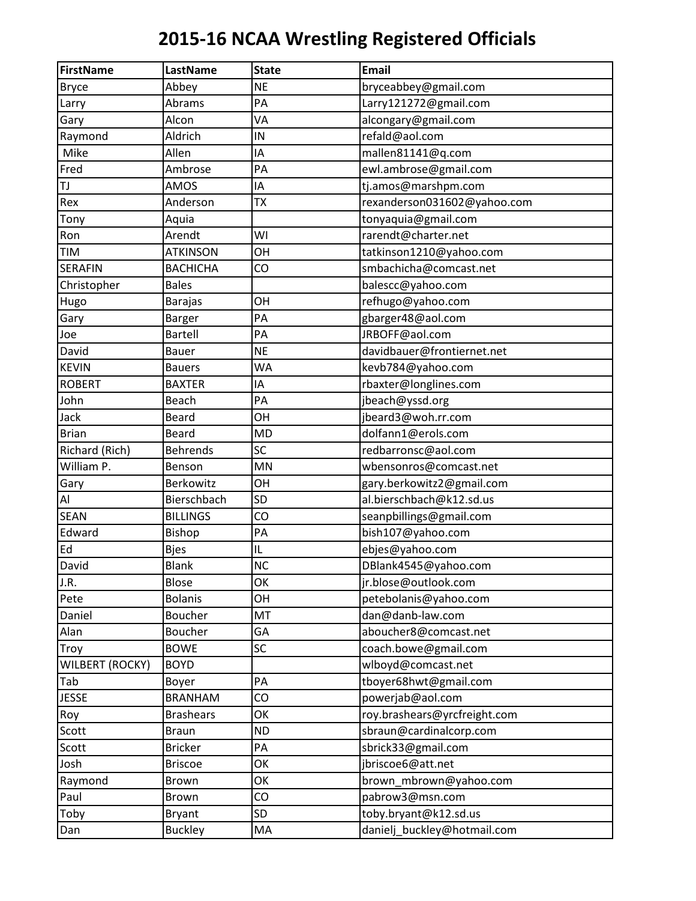# 2015-16 NCAA Wrestling Registered Officials

| FirstName | LastName | State | Email |
|---|---|---|---|
| Bryce | Abbey | NE | bryceabbey@gmail.com |
| Larry | Abrams | PA | Larry121272@gmail.com |
| Gary | Alcon | VA | alcongary@gmail.com |
| Raymond | Aldrich | IN | refald@aol.com |
| Mike | Allen | IA | mallen81141@q.com |
| Fred | Ambrose | PA | ewl.ambrose@gmail.com |
| TJ | AMOS | IA | tj.amos@marshpm.com |
| Rex | Anderson | TX | rexanderson031602@yahoo.com |
| Tony | Aquia | | tonyaquia@gmail.com |
| Ron | Arendt | WI | rarendt@charter.net |
| TIM | ATKINSON | OH | tatkinson1210@yahoo.com |
| SERAFIN | BACHICHA | CO | smbachicha@comcast.net |
| Christopher | Bales | | balescc@yahoo.com |
| Hugo | Barajas | OH | refhugo@yahoo.com |
| Gary | Barger | PA | gbarger48@aol.com |
| Joe | Bartell | PA | JRBOFF@aol.com |
| David | Bauer | NE | davidbauer@frontiernet.net |
| KEVIN | Bauers | WA | kevb784@yahoo.com |
| ROBERT | BAXTER | IA | rbaxter@longlines.com |
| John | Beach | PA | jbeach@yssd.org |
| Jack | Beard | OH | jbeard3@woh.rr.com |
| Brian | Beard | MD | dolfann1@erols.com |
| Richard (Rich) | Behrends | SC | redbarronsc@aol.com |
| William P. | Benson | MN | wbensonros@comcast.net |
| Gary | Berkowitz | OH | gary.berkowitz2@gmail.com |
| Al | Bierschbach | SD | al.bierschbach@k12.sd.us |
| SEAN | BILLINGS | CO | seanpbillings@gmail.com |
| Edward | Bishop | PA | bish107@yahoo.com |
| Ed | Bjes | IL | ebjes@yahoo.com |
| David | Blank | NC | DBlank4545@yahoo.com |
| J.R. | Blose | OK | jr.blose@outlook.com |
| Pete | Bolanis | OH | petebolanis@yahoo.com |
| Daniel | Boucher | MT | dan@danb-law.com |
| Alan | Boucher | GA | aboucher8@comcast.net |
| Troy | BOWE | SC | coach.bowe@gmail.com |
| WILBERT (ROCKY) | BOYD | | wlboyd@comcast.net |
| Tab | Boyer | PA | tboyer68hwt@gmail.com |
| JESSE | BRANHAM | CO | powerjab@aol.com |
| Roy | Brashears | OK | roy.brashears@yrcfreight.com |
| Scott | Braun | ND | sbraun@cardinalcorp.com |
| Scott | Bricker | PA | sbrick33@gmail.com |
| Josh | Briscoe | OK | jbriscoe6@att.net |
| Raymond | Brown | OK | brown_mbrown@yahoo.com |
| Paul | Brown | CO | pabrow3@msn.com |
| Toby | Bryant | SD | toby.bryant@k12.sd.us |
| Dan | Buckley | MA | danielj_buckley@hotmail.com |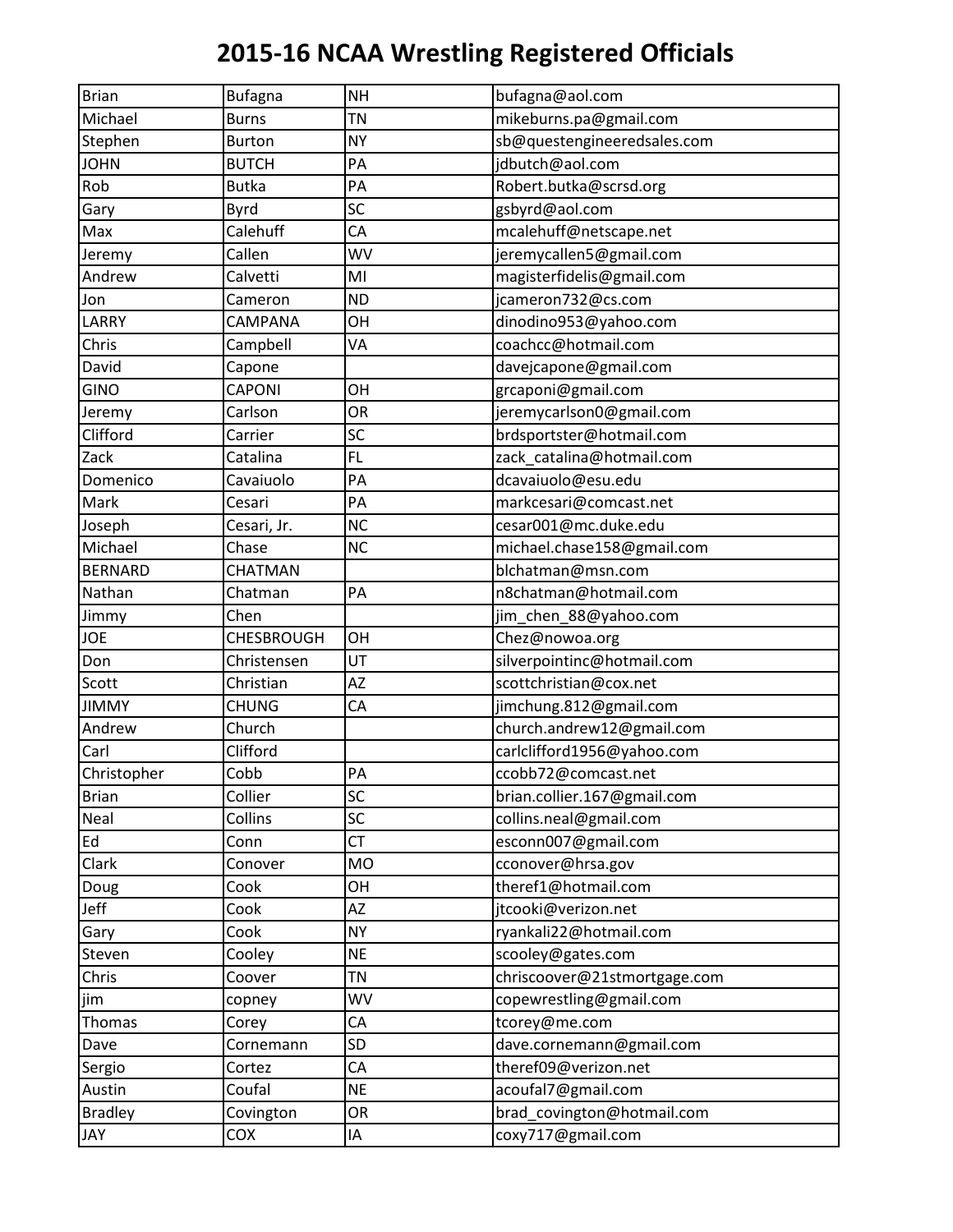# 2015-16 NCAA Wrestling Registered Officials

| | | | |
|---|---|---|---|
| Brian | Bufagna | NH | bufagna@aol.com |
| Michael | Burns | TN | mikeburns.pa@gmail.com |
| Stephen | Burton | NY | sb@questengineeredsales.com |
| JOHN | BUTCH | PA | jdbutch@aol.com |
| Rob | Butka | PA | Robert.butka@scrsd.org |
| Gary | Byrd | SC | gsbyrd@aol.com |
| Max | Calehuff | CA | mcalehuff@netscape.net |
| Jeremy | Callen | WV | jeremycallen5@gmail.com |
| Andrew | Calvetti | MI | magisterfidelis@gmail.com |
| Jon | Cameron | ND | jcameron732@cs.com |
| LARRY | CAMPANA | OH | dinodino953@yahoo.com |
| Chris | Campbell | VA | coachcc@hotmail.com |
| David | Capone | | davejcapone@gmail.com |
| GINO | CAPONI | OH | grcaponi@gmail.com |
| Jeremy | Carlson | OR | jeremycarlson0@gmail.com |
| Clifford | Carrier | SC | brdsportster@hotmail.com |
| Zack | Catalina | FL | zack_catalina@hotmail.com |
| Domenico | Cavaiuolo | PA | dcavaiuolo@esu.edu |
| Mark | Cesari | PA | markcesari@comcast.net |
| Joseph | Cesari, Jr. | NC | cesar001@mc.duke.edu |
| Michael | Chase | NC | michael.chase158@gmail.com |
| BERNARD | CHATMAN | | blchatman@msn.com |
| Nathan | Chatman | PA | n8chatman@hotmail.com |
| Jimmy | Chen | | jim_chen_88@yahoo.com |
| JOE | CHESBROUGH | OH | Chez@nowoa.org |
| Don | Christensen | UT | silverpointinc@hotmail.com |
| Scott | Christian | AZ | scottchristian@cox.net |
| JIMMY | CHUNG | CA | jimchung.812@gmail.com |
| Andrew | Church | | church.andrew12@gmail.com |
| Carl | Clifford | | carlclifford1956@yahoo.com |
| Christopher | Cobb | PA | ccobb72@comcast.net |
| Brian | Collier | SC | brian.collier.167@gmail.com |
| Neal | Collins | SC | collins.neal@gmail.com |
| Ed | Conn | CT | esconn007@gmail.com |
| Clark | Conover | MO | cconover@hrsa.gov |
| Doug | Cook | OH | theref1@hotmail.com |
| Jeff | Cook | AZ | jtcooki@verizon.net |
| Gary | Cook | NY | ryankali22@hotmail.com |
| Steven | Cooley | NE | scooley@gates.com |
| Chris | Coover | TN | chriscoover@21stmortgage.com |
| jim | copney | WV | copewrestling@gmail.com |
| Thomas | Corey | CA | tcorey@me.com |
| Dave | Cornemann | SD | dave.cornemann@gmail.com |
| Sergio | Cortez | CA | theref09@verizon.net |
| Austin | Coufal | NE | acoufal7@gmail.com |
| Bradley | Covington | OR | brad_covington@hotmail.com |
| JAY | COX | IA | coxy717@gmail.com |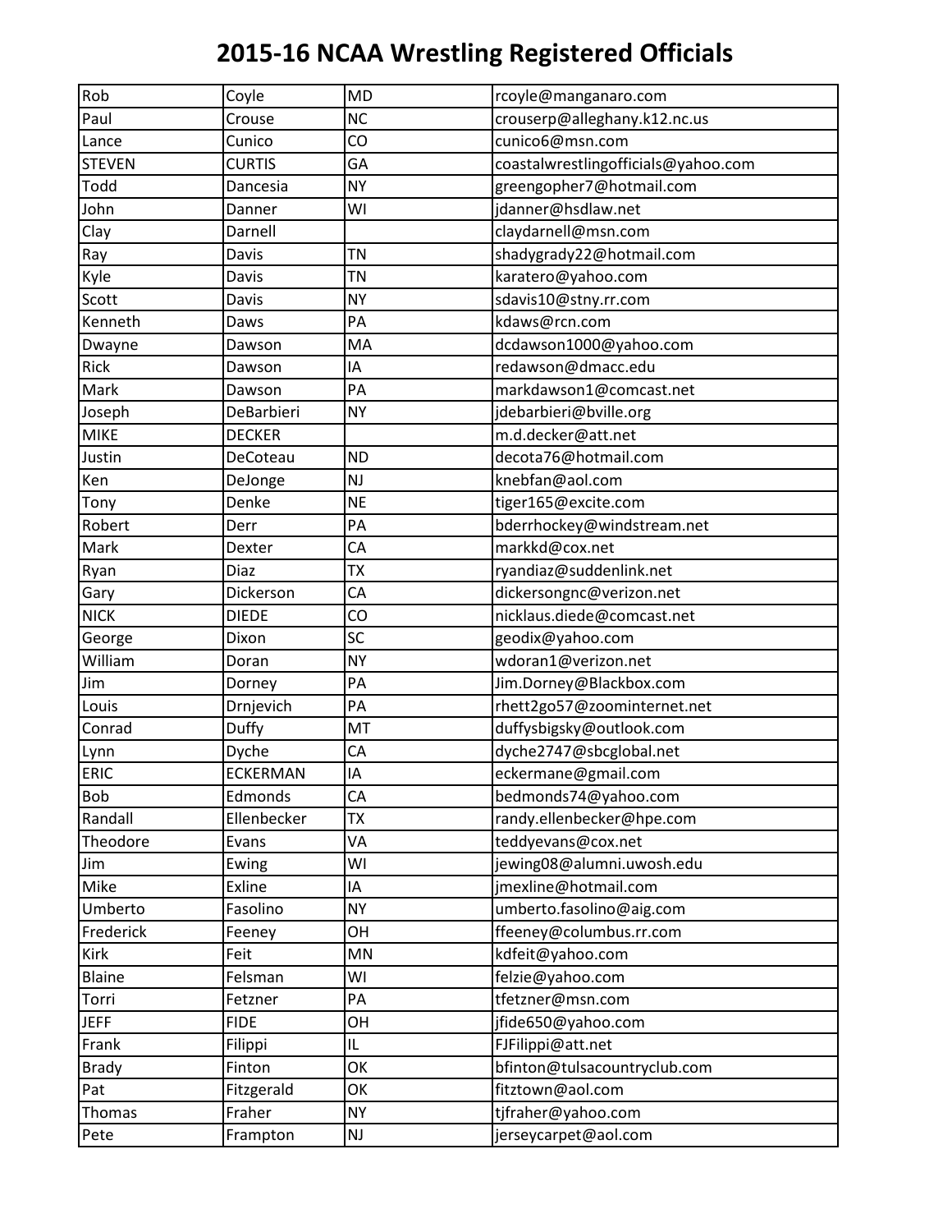# 2015-16 NCAA Wrestling Registered Officials

| | | | |
|---|---|---|---|
| Rob | Coyle | MD | rcoyle@manganaro.com |
| Paul | Crouse | NC | crouserp@alleghany.k12.nc.us |
| Lance | Cunico | CO | cunico6@msn.com |
| STEVEN | CURTIS | GA | coastalwrestlingofficials@yahoo.com |
| Todd | Dancesia | NY | greengopher7@hotmail.com |
| John | Danner | WI | jdanner@hsdlaw.net |
| Clay | Darnell | | claydarnell@msn.com |
| Ray | Davis | TN | shadygrady22@hotmail.com |
| Kyle | Davis | TN | karatero@yahoo.com |
| Scott | Davis | NY | sdavis10@stny.rr.com |
| Kenneth | Daws | PA | kdaws@rcn.com |
| Dwayne | Dawson | MA | dcdawson1000@yahoo.com |
| Rick | Dawson | IA | redawson@dmacc.edu |
| Mark | Dawson | PA | markdawson1@comcast.net |
| Joseph | DeBarbieri | NY | jdebarbieri@bville.org |
| MIKE | DECKER | | m.d.decker@att.net |
| Justin | DeCoteau | ND | decota76@hotmail.com |
| Ken | DeJonge | NJ | knebfan@aol.com |
| Tony | Denke | NE | tiger165@excite.com |
| Robert | Derr | PA | bderrhockey@windstream.net |
| Mark | Dexter | CA | markkd@cox.net |
| Ryan | Diaz | TX | ryandiaz@suddenlink.net |
| Gary | Dickerson | CA | dickersongnc@verizon.net |
| NICK | DIEDE | CO | nicklaus.diede@comcast.net |
| George | Dixon | SC | geodix@yahoo.com |
| William | Doran | NY | wdoran1@verizon.net |
| Jim | Dorney | PA | Jim.Dorney@Blackbox.com |
| Louis | Drnjevich | PA | rhett2go57@zoominternet.net |
| Conrad | Duffy | MT | duffysbigsky@outlook.com |
| Lynn | Dyche | CA | dyche2747@sbcglobal.net |
| ERIC | ECKERMAN | IA | eckermane@gmail.com |
| Bob | Edmonds | CA | bedmonds74@yahoo.com |
| Randall | Ellenbecker | TX | randy.ellenbecker@hpe.com |
| Theodore | Evans | VA | teddyevans@cox.net |
| Jim | Ewing | WI | jewing08@alumni.uwosh.edu |
| Mike | Exline | IA | jmexline@hotmail.com |
| Umberto | Fasolino | NY | umberto.fasolino@aig.com |
| Frederick | Feeney | OH | ffeeney@columbus.rr.com |
| Kirk | Feit | MN | kdfeit@yahoo.com |
| Blaine | Felsman | WI | felzie@yahoo.com |
| Torri | Fetzner | PA | tfetzner@msn.com |
| JEFF | FIDE | OH | jfide650@yahoo.com |
| Frank | Filippi | IL | FJFilippi@att.net |
| Brady | Finton | OK | bfinton@tulsacountryclub.com |
| Pat | Fitzgerald | OK | fitztown@aol.com |
| Thomas | Fraher | NY | tjfraher@yahoo.com |
| Pete | Frampton | NJ | jerseycarpet@aol.com |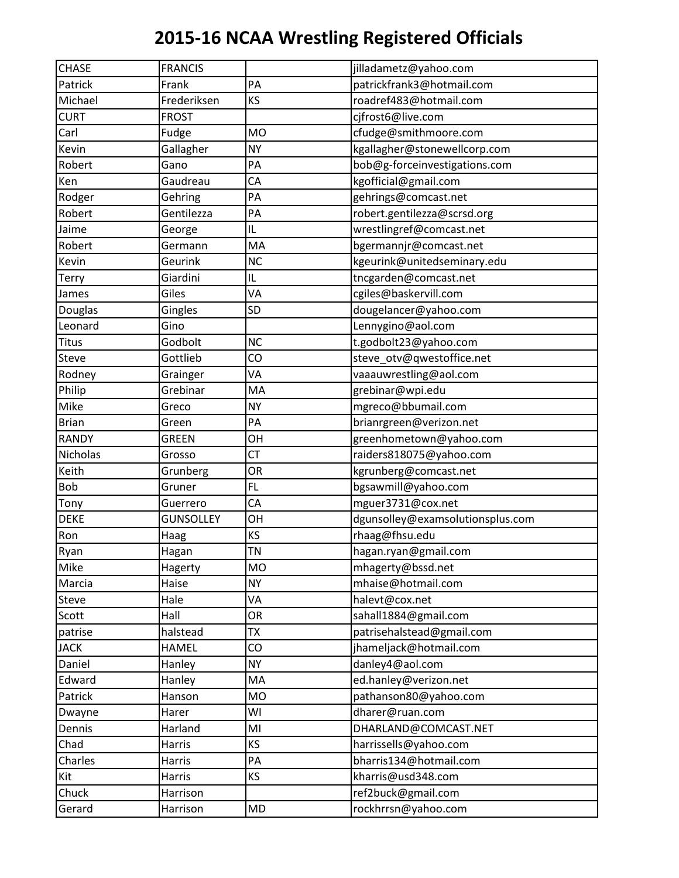# 2015-16 NCAA Wrestling Registered Officials

| | | | |
|---|---|---|---|
| CHASE | FRANCIS | | jilladametz@yahoo.com |
| Patrick | Frank | PA | patrickfrank3@hotmail.com |
| Michael | Frederiksen | KS | roadref483@hotmail.com |
| CURT | FROST | | cjfrost6@live.com |
| Carl | Fudge | MO | cfudge@smithmoore.com |
| Kevin | Gallagher | NY | kgallagher@stonewellcorp.com |
| Robert | Gano | PA | bob@g-forceinvestigations.com |
| Ken | Gaudreau | CA | kgofficial@gmail.com |
| Rodger | Gehring | PA | gehrings@comcast.net |
| Robert | Gentilezza | PA | robert.gentilezza@scrsd.org |
| Jaime | George | IL | wrestlingref@comcast.net |
| Robert | Germann | MA | bgermannjr@comcast.net |
| Kevin | Geurink | NC | kgeurink@unitedseminary.edu |
| Terry | Giardini | IL | tncgarden@comcast.net |
| James | Giles | VA | cgiles@baskervill.com |
| Douglas | Gingles | SD | dougelancer@yahoo.com |
| Leonard | Gino | | Lennygino@aol.com |
| Titus | Godbolt | NC | t.godbolt23@yahoo.com |
| Steve | Gottlieb | CO | steve_otv@qwestoffice.net |
| Rodney | Grainger | VA | vaaauwrestling@aol.com |
| Philip | Grebinar | MA | grebinar@wpi.edu |
| Mike | Greco | NY | mgreco@bbumail.com |
| Brian | Green | PA | brianrgreen@verizon.net |
| RANDY | GREEN | OH | greenhometown@yahoo.com |
| Nicholas | Grosso | CT | raiders818075@yahoo.com |
| Keith | Grunberg | OR | kgrunberg@comcast.net |
| Bob | Gruner | FL | bgsawmill@yahoo.com |
| Tony | Guerrero | CA | mguer3731@cox.net |
| DEKE | GUNSOLLEY | OH | dgunsolley@examsolutionsplus.com |
| Ron | Haag | KS | rhaag@fhsu.edu |
| Ryan | Hagan | TN | hagan.ryan@gmail.com |
| Mike | Hagerty | MO | mhagerty@bssd.net |
| Marcia | Haise | NY | mhaise@hotmail.com |
| Steve | Hale | VA | halevt@cox.net |
| Scott | Hall | OR | sahall1884@gmail.com |
| patrise | halstead | TX | patrisehalstead@gmail.com |
| JACK | HAMEL | CO | jhameljack@hotmail.com |
| Daniel | Hanley | NY | danley4@aol.com |
| Edward | Hanley | MA | ed.hanley@verizon.net |
| Patrick | Hanson | MO | pathanson80@yahoo.com |
| Dwayne | Harer | WI | dharer@ruan.com |
| Dennis | Harland | MI | DHARLAND@COMCAST.NET |
| Chad | Harris | KS | harrissells@yahoo.com |
| Charles | Harris | PA | bharris134@hotmail.com |
| Kit | Harris | KS | kharris@usd348.com |
| Chuck | Harrison | | ref2buck@gmail.com |
| Gerard | Harrison | MD | rockhrrsn@yahoo.com |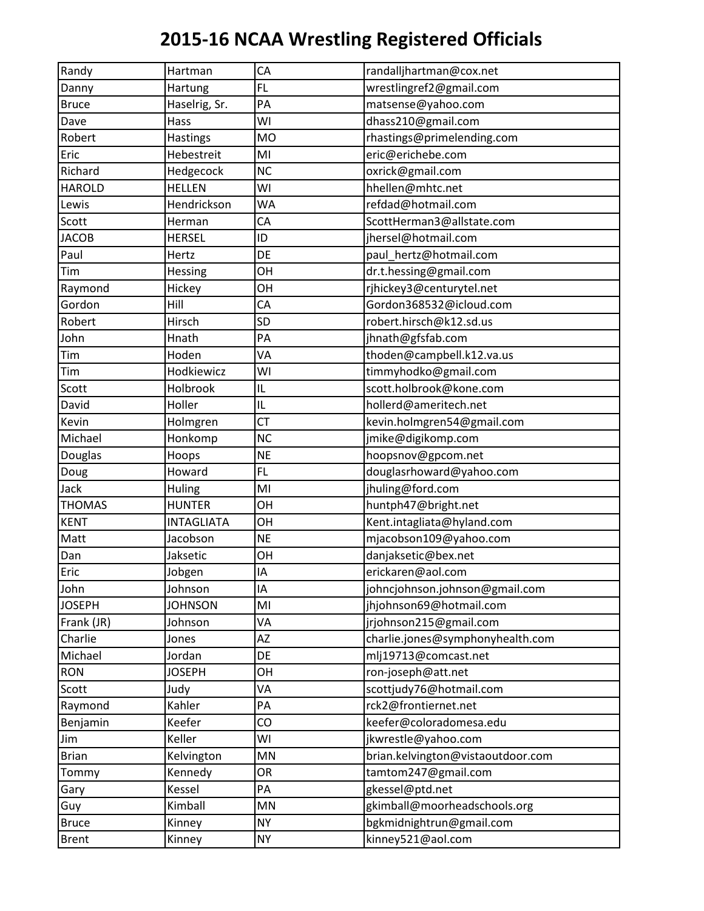# 2015-16 NCAA Wrestling Registered Officials

| | | | |
|---|---|---|---|
| Randy | Hartman | CA | randalljhartman@cox.net |
| Danny | Hartung | FL | wrestlingref2@gmail.com |
| Bruce | Haselrig, Sr. | PA | matsense@yahoo.com |
| Dave | Hass | WI | dhass210@gmail.com |
| Robert | Hastings | MO | rhastings@primelending.com |
| Eric | Hebestreit | MI | eric@erichebe.com |
| Richard | Hedgecock | NC | oxrick@gmail.com |
| HAROLD | HELLEN | WI | hhellen@mhtc.net |
| Lewis | Hendrickson | WA | refdad@hotmail.com |
| Scott | Herman | CA | ScottHerman3@allstate.com |
| JACOB | HERSEL | ID | jhersel@hotmail.com |
| Paul | Hertz | DE | paul_hertz@hotmail.com |
| Tim | Hessing | OH | dr.t.hessing@gmail.com |
| Raymond | Hickey | OH | rjhickey3@centurytel.net |
| Gordon | Hill | CA | Gordon368532@icloud.com |
| Robert | Hirsch | SD | robert.hirsch@k12.sd.us |
| John | Hnath | PA | jhnath@gfsfab.com |
| Tim | Hoden | VA | thoden@campbell.k12.va.us |
| Tim | Hodkiewicz | WI | timmyhodko@gmail.com |
| Scott | Holbrook | IL | scott.holbrook@kone.com |
| David | Holler | IL | hollerd@ameritech.net |
| Kevin | Holmgren | CT | kevin.holmgren54@gmail.com |
| Michael | Honkomp | NC | jmike@digikomp.com |
| Douglas | Hoops | NE | hoopsnov@gpcom.net |
| Doug | Howard | FL | douglasrhoward@yahoo.com |
| Jack | Huling | MI | jhuling@ford.com |
| THOMAS | HUNTER | OH | huntph47@bright.net |
| KENT | INTAGLIATA | OH | Kent.intagliata@hyland.com |
| Matt | Jacobson | NE | mjacobson109@yahoo.com |
| Dan | Jaksetic | OH | danjaksetic@bex.net |
| Eric | Jobgen | IA | erickaren@aol.com |
| John | Johnson | IA | johncjohnson.johnson@gmail.com |
| JOSEPH | JOHNSON | MI | jhjohnson69@hotmail.com |
| Frank (JR) | Johnson | VA | jrjohnson215@gmail.com |
| Charlie | Jones | AZ | charlie.jones@symphonyhealth.com |
| Michael | Jordan | DE | mlj19713@comcast.net |
| RON | JOSEPH | OH | ron-joseph@att.net |
| Scott | Judy | VA | scottjudy76@hotmail.com |
| Raymond | Kahler | PA | rck2@frontiernet.net |
| Benjamin | Keefer | CO | keefer@coloradomesa.edu |
| Jim | Keller | WI | jkwrestle@yahoo.com |
| Brian | Kelvington | MN | brian.kelvington@vistaoutdoor.com |
| Tommy | Kennedy | OR | tamtom247@gmail.com |
| Gary | Kessel | PA | gkessel@ptd.net |
| Guy | Kimball | MN | gkimball@moorheadschools.org |
| Bruce | Kinney | NY | bgkmidnightrun@gmail.com |
| Brent | Kinney | NY | kinney521@aol.com |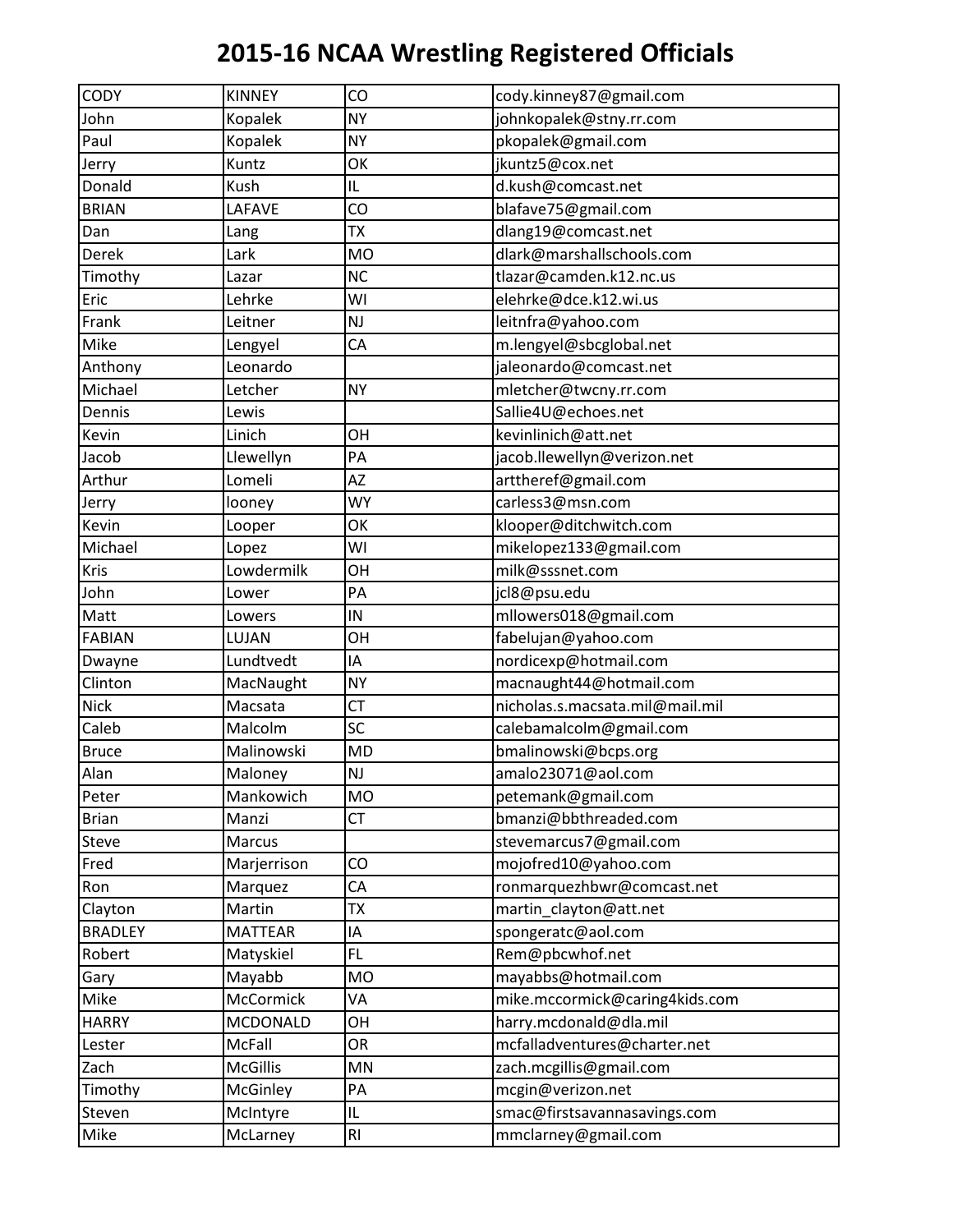# 2015-16 NCAA Wrestling Registered Officials

| | | | |
|---|---|---|---|
| CODY | KINNEY | CO | cody.kinney87@gmail.com |
| John | Kopalek | NY | johnkopalek@stny.rr.com |
| Paul | Kopalek | NY | pkopalek@gmail.com |
| Jerry | Kuntz | OK | jkuntz5@cox.net |
| Donald | Kush | IL | d.kush@comcast.net |
| BRIAN | LAFAVE | CO | blafave75@gmail.com |
| Dan | Lang | TX | dlang19@comcast.net |
| Derek | Lark | MO | dlark@marshallschools.com |
| Timothy | Lazar | NC | tlazar@camden.k12.nc.us |
| Eric | Lehrke | WI | elehrke@dce.k12.wi.us |
| Frank | Leitner | NJ | leitnfra@yahoo.com |
| Mike | Lengyel | CA | m.lengyel@sbcglobal.net |
| Anthony | Leonardo | | jaleonardo@comcast.net |
| Michael | Letcher | NY | mletcher@twcny.rr.com |
| Dennis | Lewis | | Sallie4U@echoes.net |
| Kevin | Linich | OH | kevinlinich@att.net |
| Jacob | Llewellyn | PA | jacob.llewellyn@verizon.net |
| Arthur | Lomeli | AZ | arttheref@gmail.com |
| Jerry | looney | WY | carless3@msn.com |
| Kevin | Looper | OK | klooper@ditchwitch.com |
| Michael | Lopez | WI | mikelopez133@gmail.com |
| Kris | Lowdermilk | OH | milk@sssnet.com |
| John | Lower | PA | jcl8@psu.edu |
| Matt | Lowers | IN | mllowers018@gmail.com |
| FABIAN | LUJAN | OH | fabelujan@yahoo.com |
| Dwayne | Lundtvedt | IA | nordicexp@hotmail.com |
| Clinton | MacNaught | NY | macnaught44@hotmail.com |
| Nick | Macsata | CT | nicholas.s.macsata.mil@mail.mil |
| Caleb | Malcolm | SC | calebamalcolm@gmail.com |
| Bruce | Malinowski | MD | bmalinowski@bcps.org |
| Alan | Maloney | NJ | amalo23071@aol.com |
| Peter | Mankowich | MO | petemank@gmail.com |
| Brian | Manzi | CT | bmanzi@bbthreaded.com |
| Steve | Marcus | | stevemarcus7@gmail.com |
| Fred | Marjerrison | CO | mojofred10@yahoo.com |
| Ron | Marquez | CA | ronmarquezhbwr@comcast.net |
| Clayton | Martin | TX | martin_clayton@att.net |
| BRADLEY | MATTEAR | IA | spongeratc@aol.com |
| Robert | Matyskiel | FL | Rem@pbcwhof.net |
| Gary | Mayabb | MO | mayabbs@hotmail.com |
| Mike | McCormick | VA | mike.mccormick@caring4kids.com |
| HARRY | MCDONALD | OH | harry.mcdonald@dla.mil |
| Lester | McFall | OR | mcfalladventures@charter.net |
| Zach | McGillis | MN | zach.mcgillis@gmail.com |
| Timothy | McGinley | PA | mcgin@verizon.net |
| Steven | McIntyre | IL | smac@firstsavannasavings.com |
| Mike | McLarney | RI | mmclarney@gmail.com |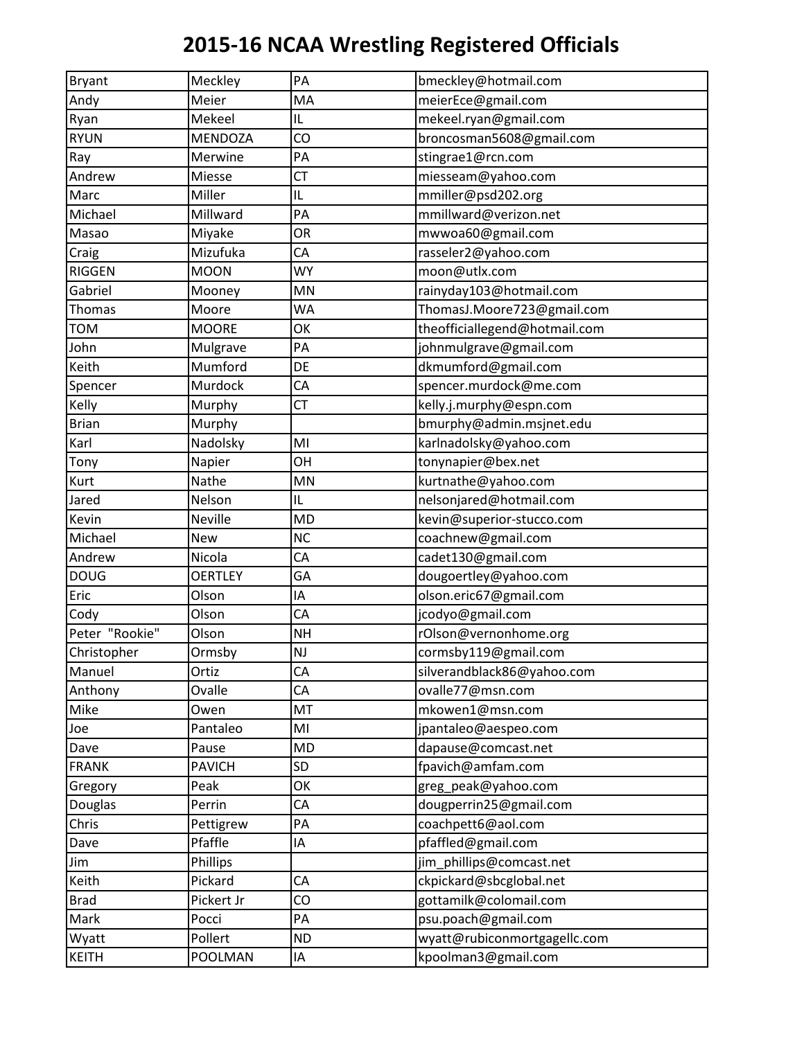# 2015-16 NCAA Wrestling Registered Officials

| | | | |
|---|---|---|---|
| Bryant | Meckley | PA | bmeckley@hotmail.com |
| Andy | Meier | MA | meierEce@gmail.com |
| Ryan | Mekeel | IL | mekeel.ryan@gmail.com |
| RYUN | MENDOZA | CO | broncosman5608@gmail.com |
| Ray | Merwine | PA | stingrae1@rcn.com |
| Andrew | Miesse | CT | miesseam@yahoo.com |
| Marc | Miller | IL | mmiller@psd202.org |
| Michael | Millward | PA | mmillward@verizon.net |
| Masao | Miyake | OR | mwwoa60@gmail.com |
| Craig | Mizufuka | CA | rasseler2@yahoo.com |
| RIGGEN | MOON | WY | moon@utlx.com |
| Gabriel | Mooney | MN | rainyday103@hotmail.com |
| Thomas | Moore | WA | ThomasJ.Moore723@gmail.com |
| TOM | MOORE | OK | theofficiallegend@hotmail.com |
| John | Mulgrave | PA | johnmulgrave@gmail.com |
| Keith | Mumford | DE | dkmumford@gmail.com |
| Spencer | Murdock | CA | spencer.murdock@me.com |
| Kelly | Murphy | CT | kelly.j.murphy@espn.com |
| Brian | Murphy | | bmurphy@admin.msjnet.edu |
| Karl | Nadolsky | MI | karlnadolsky@yahoo.com |
| Tony | Napier | OH | tonynapier@bex.net |
| Kurt | Nathe | MN | kurtnathe@yahoo.com |
| Jared | Nelson | IL | nelsonjared@hotmail.com |
| Kevin | Neville | MD | kevin@superior-stucco.com |
| Michael | New | NC | coachnew@gmail.com |
| Andrew | Nicola | CA | cadet130@gmail.com |
| DOUG | OERTLEY | GA | dougoertley@yahoo.com |
| Eric | Olson | IA | olson.eric67@gmail.com |
| Cody | Olson | CA | jcodyo@gmail.com |
| Peter "Rookie" | Olson | NH | rOlson@vernonhome.org |
| Christopher | Ormsby | NJ | cormsby119@gmail.com |
| Manuel | Ortiz | CA | silverandblack86@yahoo.com |
| Anthony | Ovalle | CA | ovalle77@msn.com |
| Mike | Owen | MT | mkowen1@msn.com |
| Joe | Pantaleo | MI | jpantaleo@aespeo.com |
| Dave | Pause | MD | dapause@comcast.net |
| FRANK | PAVICH | SD | fpavich@amfam.com |
| Gregory | Peak | OK | greg_peak@yahoo.com |
| Douglas | Perrin | CA | dougperrin25@gmail.com |
| Chris | Pettigrew | PA | coachpett6@aol.com |
| Dave | Pfaffle | IA | pfaffled@gmail.com |
| Jim | Phillips | | jim_phillips@comcast.net |
| Keith | Pickard | CA | ckpickard@sbcglobal.net |
| Brad | Pickert Jr | CO | gottamilk@colomail.com |
| Mark | Pocci | PA | psu.poach@gmail.com |
| Wyatt | Pollert | ND | wyatt@rubiconmortgagellc.com |
| KEITH | POOLMAN | IA | kpoolman3@gmail.com |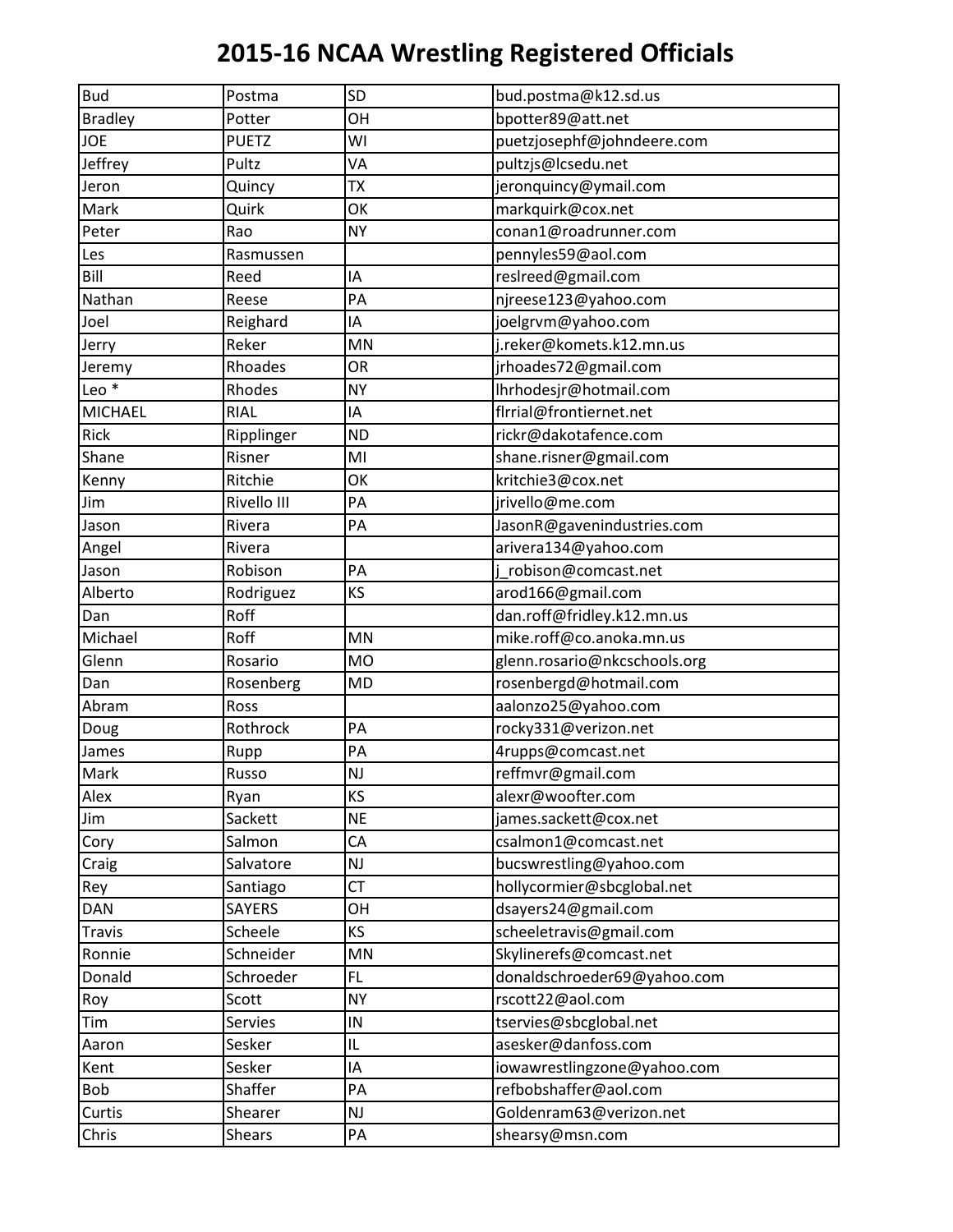# 2015-16 NCAA Wrestling Registered Officials

| | | | |
|---|---|---|---|
| Bud | Postma | SD | bud.postma@k12.sd.us |
| Bradley | Potter | OH | bpotter89@att.net |
| JOE | PUETZ | WI | puetzjosephf@johndeere.com |
| Jeffrey | Pultz | VA | pultzjs@lcsedu.net |
| Jeron | Quincy | TX | jeronquincy@ymail.com |
| Mark | Quirk | OK | markquirk@cox.net |
| Peter | Rao | NY | conan1@roadrunner.com |
| Les | Rasmussen | | pennyles59@aol.com |
| Bill | Reed | IA | reslreed@gmail.com |
| Nathan | Reese | PA | njreese123@yahoo.com |
| Joel | Reighard | IA | joelgrvm@yahoo.com |
| Jerry | Reker | MN | j.reker@komets.k12.mn.us |
| Jeremy | Rhoades | OR | jrhoades72@gmail.com |
| Leo * | Rhodes | NY | lhrhodesjr@hotmail.com |
| MICHAEL | RIAL | IA | flrrial@frontiernet.net |
| Rick | Ripplinger | ND | rickr@dakotafence.com |
| Shane | Risner | MI | shane.risner@gmail.com |
| Kenny | Ritchie | OK | kritchie3@cox.net |
| Jim | Rivello III | PA | jrivello@me.com |
| Jason | Rivera | PA | JasonR@gavenindustries.com |
| Angel | Rivera | | arivera134@yahoo.com |
| Jason | Robison | PA | j_robison@comcast.net |
| Alberto | Rodriguez | KS | arod166@gmail.com |
| Dan | Roff | | dan.roff@fridley.k12.mn.us |
| Michael | Roff | MN | mike.roff@co.anoka.mn.us |
| Glenn | Rosario | MO | glenn.rosario@nkcschools.org |
| Dan | Rosenberg | MD | rosenbergd@hotmail.com |
| Abram | Ross | | aalonzo25@yahoo.com |
| Doug | Rothrock | PA | rocky331@verizon.net |
| James | Rupp | PA | 4rupps@comcast.net |
| Mark | Russo | NJ | reffmvr@gmail.com |
| Alex | Ryan | KS | alexr@woofter.com |
| Jim | Sackett | NE | james.sackett@cox.net |
| Cory | Salmon | CA | csalmon1@comcast.net |
| Craig | Salvatore | NJ | bucswrestling@yahoo.com |
| Rey | Santiago | CT | hollycormier@sbcglobal.net |
| DAN | SAYERS | OH | dsayers24@gmail.com |
| Travis | Scheele | KS | scheeletravis@gmail.com |
| Ronnie | Schneider | MN | Skylinerefs@comcast.net |
| Donald | Schroeder | FL | donaldschroeder69@yahoo.com |
| Roy | Scott | NY | rscott22@aol.com |
| Tim | Servies | IN | tservies@sbcglobal.net |
| Aaron | Sesker | IL | asesker@danfoss.com |
| Kent | Sesker | IA | iowawrestlingzone@yahoo.com |
| Bob | Shaffer | PA | refbobshaffer@aol.com |
| Curtis | Shearer | NJ | Goldenram63@verizon.net |
| Chris | Shears | PA | shearsy@msn.com |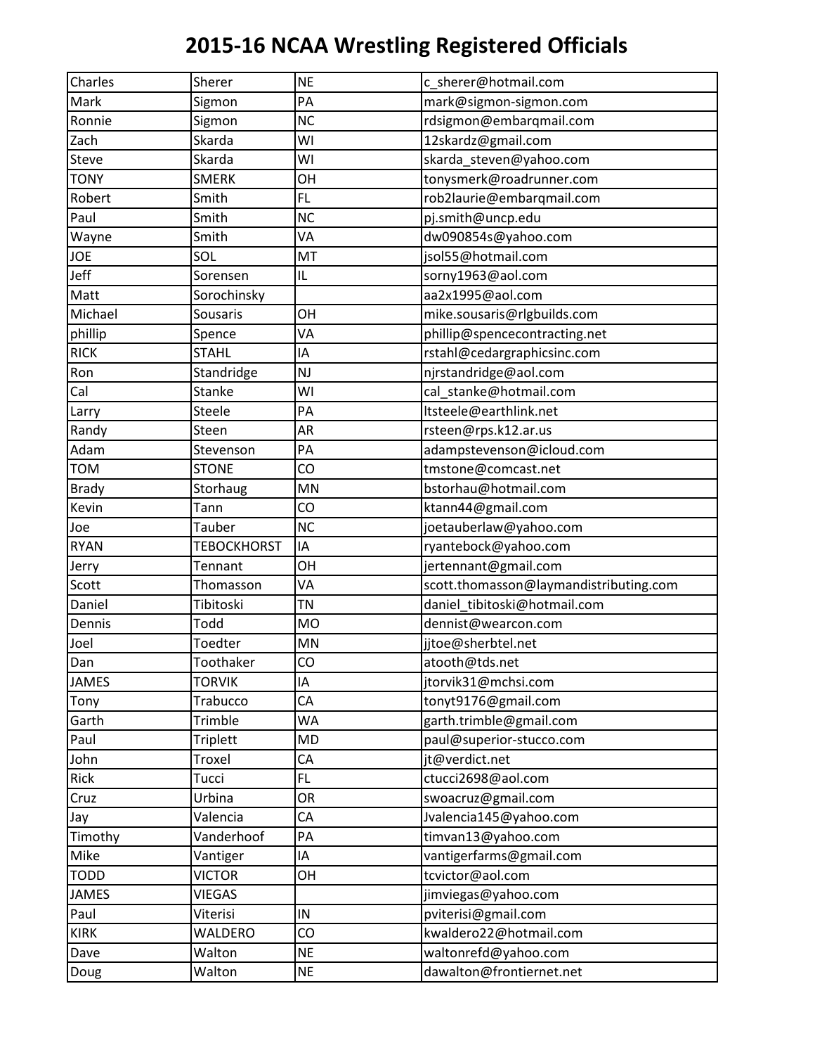# 2015-16 NCAA Wrestling Registered Officials

| | | | |
|---|---|---|---|
| Charles | Sherer | NE | c_sherer@hotmail.com |
| Mark | Sigmon | PA | mark@sigmon-sigmon.com |
| Ronnie | Sigmon | NC | rdsigmon@embarqmail.com |
| Zach | Skarda | WI | 12skardz@gmail.com |
| Steve | Skarda | WI | skarda_steven@yahoo.com |
| TONY | SMERK | OH | tonysmerk@roadrunner.com |
| Robert | Smith | FL | rob2laurie@embarqmail.com |
| Paul | Smith | NC | pj.smith@uncp.edu |
| Wayne | Smith | VA | dw090854s@yahoo.com |
| JOE | SOL | MT | jsol55@hotmail.com |
| Jeff | Sorensen | IL | sorny1963@aol.com |
| Matt | Sorochinsky | | aa2x1995@aol.com |
| Michael | Sousaris | OH | mike.sousaris@rlgbuilds.com |
| phillip | Spence | VA | phillip@spencecontracting.net |
| RICK | STAHL | IA | rstahl@cedargraphicsinc.com |
| Ron | Standridge | NJ | njrstandridge@aol.com |
| Cal | Stanke | WI | cal_stanke@hotmail.com |
| Larry | Steele | PA | ltsteele@earthlink.net |
| Randy | Steen | AR | rsteen@rps.k12.ar.us |
| Adam | Stevenson | PA | adampstevenson@icloud.com |
| TOM | STONE | CO | tmstone@comcast.net |
| Brady | Storhaug | MN | bstorhau@hotmail.com |
| Kevin | Tann | CO | ktann44@gmail.com |
| Joe | Tauber | NC | joetauberlaw@yahoo.com |
| RYAN | TEBOCKHORST | IA | ryantebock@yahoo.com |
| Jerry | Tennant | OH | jertennant@gmail.com |
| Scott | Thomasson | VA | scott.thomasson@laymandistributing.com |
| Daniel | Tibitoski | TN | daniel_tibitoski@hotmail.com |
| Dennis | Todd | MO | dennist@wearcon.com |
| Joel | Toedter | MN | jjtoe@sherbtel.net |
| Dan | Toothaker | CO | atooth@tds.net |
| JAMES | TORVIK | IA | jtorvik31@mchsi.com |
| Tony | Trabucco | CA | tonyt9176@gmail.com |
| Garth | Trimble | WA | garth.trimble@gmail.com |
| Paul | Triplett | MD | paul@superior-stucco.com |
| John | Troxel | CA | jt@verdict.net |
| Rick | Tucci | FL | ctucci2698@aol.com |
| Cruz | Urbina | OR | swoacruz@gmail.com |
| Jay | Valencia | CA | Jvalencia145@yahoo.com |
| Timothy | Vanderhoof | PA | timvan13@yahoo.com |
| Mike | Vantiger | IA | vantigerfarms@gmail.com |
| TODD | VICTOR | OH | tcvictor@aol.com |
| JAMES | VIEGAS | | jimviegas@yahoo.com |
| Paul | Viterisi | IN | pviterisi@gmail.com |
| KIRK | WALDERO | CO | kwaldero22@hotmail.com |
| Dave | Walton | NE | waltonrefd@yahoo.com |
| Doug | Walton | NE | dawalton@frontiernet.net |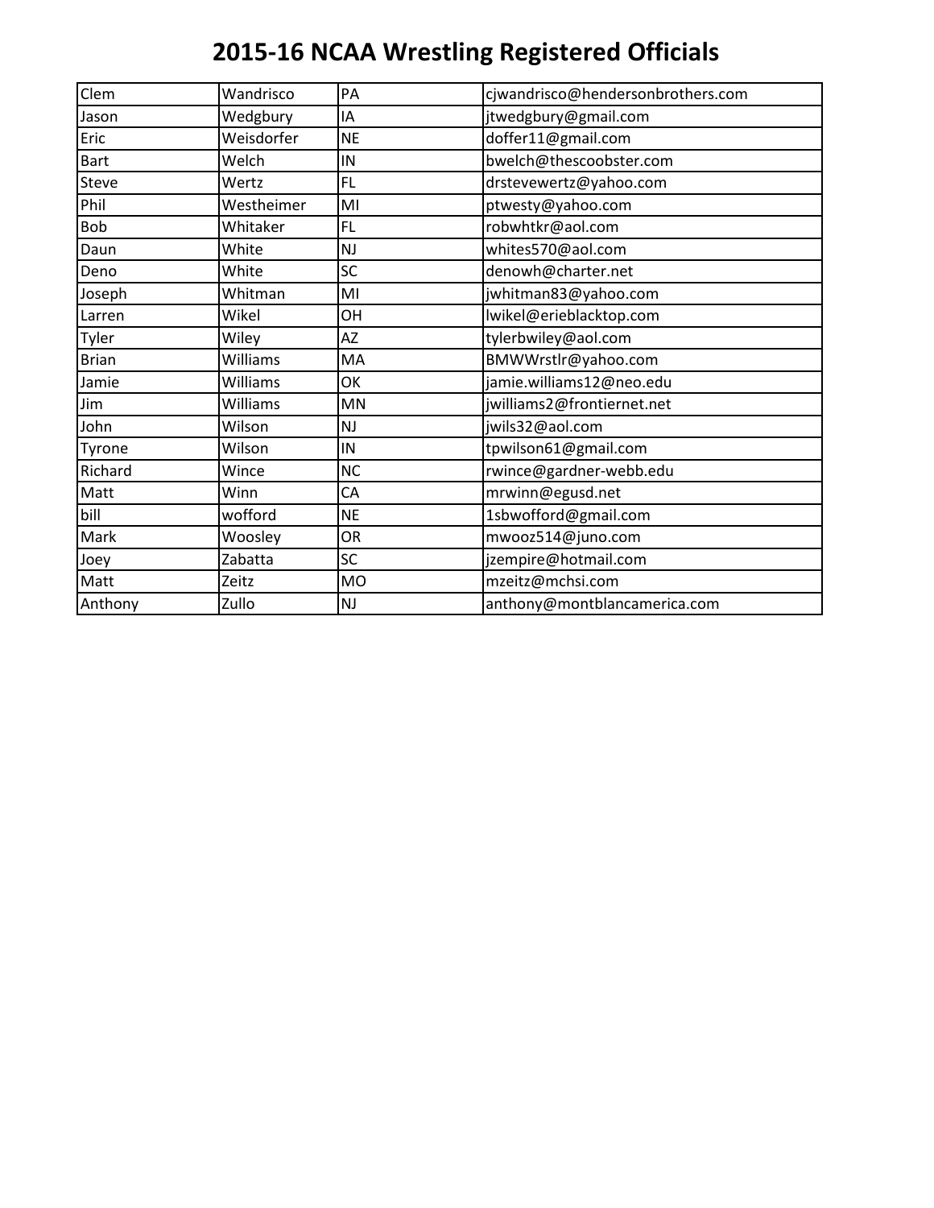# 2015-16 NCAA Wrestling Registered Officials

| | | | |
|---|---|---|---|
| Clem | Wandrisco | PA | cjwandrisco@hendersonbrothers.com |
| Jason | Wedgbury | IA | jtwedgbury@gmail.com |
| Eric | Weisdorfer | NE | doffer11@gmail.com |
| Bart | Welch | IN | bwelch@thescoobster.com |
| Steve | Wertz | FL | drstevewertz@yahoo.com |
| Phil | Westheimer | MI | ptwesty@yahoo.com |
| Bob | Whitaker | FL | robwhtkr@aol.com |
| Daun | White | NJ | whites570@aol.com |
| Deno | White | SC | denowh@charter.net |
| Joseph | Whitman | MI | jwhitman83@yahoo.com |
| Larren | Wikel | OH | lwikel@erieblacktop.com |
| Tyler | Wiley | AZ | tylerbwiley@aol.com |
| Brian | Williams | MA | BMWWrstlr@yahoo.com |
| Jamie | Williams | OK | jamie.williams12@neo.edu |
| Jim | Williams | MN | jwilliams2@frontiernet.net |
| John | Wilson | NJ | jwils32@aol.com |
| Tyrone | Wilson | IN | tpwilson61@gmail.com |
| Richard | Wince | NC | rwince@gardner-webb.edu |
| Matt | Winn | CA | mrwinn@egusd.net |
| bill | wofford | NE | 1sbwofford@gmail.com |
| Mark | Woosley | OR | mwooz514@juno.com |
| Joey | Zabatta | SC | jzempire@hotmail.com |
| Matt | Zeitz | MO | mzeitz@mchsi.com |
| Anthony | Zullo | NJ | anthony@montblancamerica.com |